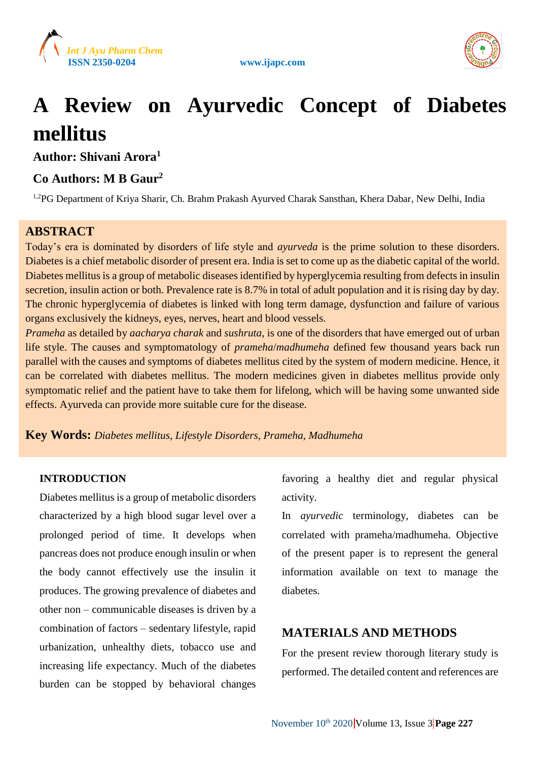# A Review on Ayurvedic Concept of Diabetes mellitus

**Author: Shivani Arora[1]**

**Co Authors: M B Gaur[2]**

[1,2]PG Department of Kriya Sharir, Ch. Brahm Prakash Ayurved Charak Sansthan, Khera Dabar, New Delhi, India

## ABSTRACT

Today's era is dominated by disorders of life style and *ayurveda* is the prime solution to these disorders. Diabetes is a chief metabolic disorder of present era. India is set to come up as the diabetic capital of the world. Diabetes mellitus is a group of metabolic diseases identified by hyperglycemia resulting from defects in insulin secretion, insulin action or both. Prevalence rate is 8.7% in total of adult population and it is rising day by day. The chronic hyperglycemia of diabetes is linked with long term damage, dysfunction and failure of various organs exclusively the kidneys, eyes, nerves, heart and blood vessels.

*Prameha* as detailed by *aacharya charak* and *sushruta*, is one of the disorders that have emerged out of urban life style. The causes and symptomatology of *prameha*/*madhumeha* defined few thousand years back run parallel with the causes and symptoms of diabetes mellitus cited by the system of modern medicine. Hence, it can be correlated with diabetes mellitus. The modern medicines given in diabetes mellitus provide only symptomatic relief and the patient have to take them for lifelong, which will be having some unwanted side effects. Ayurveda can provide more suitable cure for the disease.

**Key Words:** *Diabetes mellitus, Lifestyle Disorders, Prameha, Madhumeha*

## INTRODUCTION

Diabetes mellitus is a group of metabolic disorders characterized by a high blood sugar level over a prolonged period of time. It develops when pancreas does not produce enough insulin or when the body cannot effectively use the insulin it produces. The growing prevalence of diabetes and other non – communicable diseases is driven by a combination of factors – sedentary lifestyle, rapid urbanization, unhealthy diets, tobacco use and increasing life expectancy. Much of the diabetes burden can be stopped by behavioral changes favoring a healthy diet and regular physical activity.

In *ayurvedic* terminology, diabetes can be correlated with prameha/madhumeha. Objective of the present paper is to represent the general information available on text to manage the diabetes.

## MATERIALS AND METHODS

For the present review thorough literary study is performed. The detailed content and references are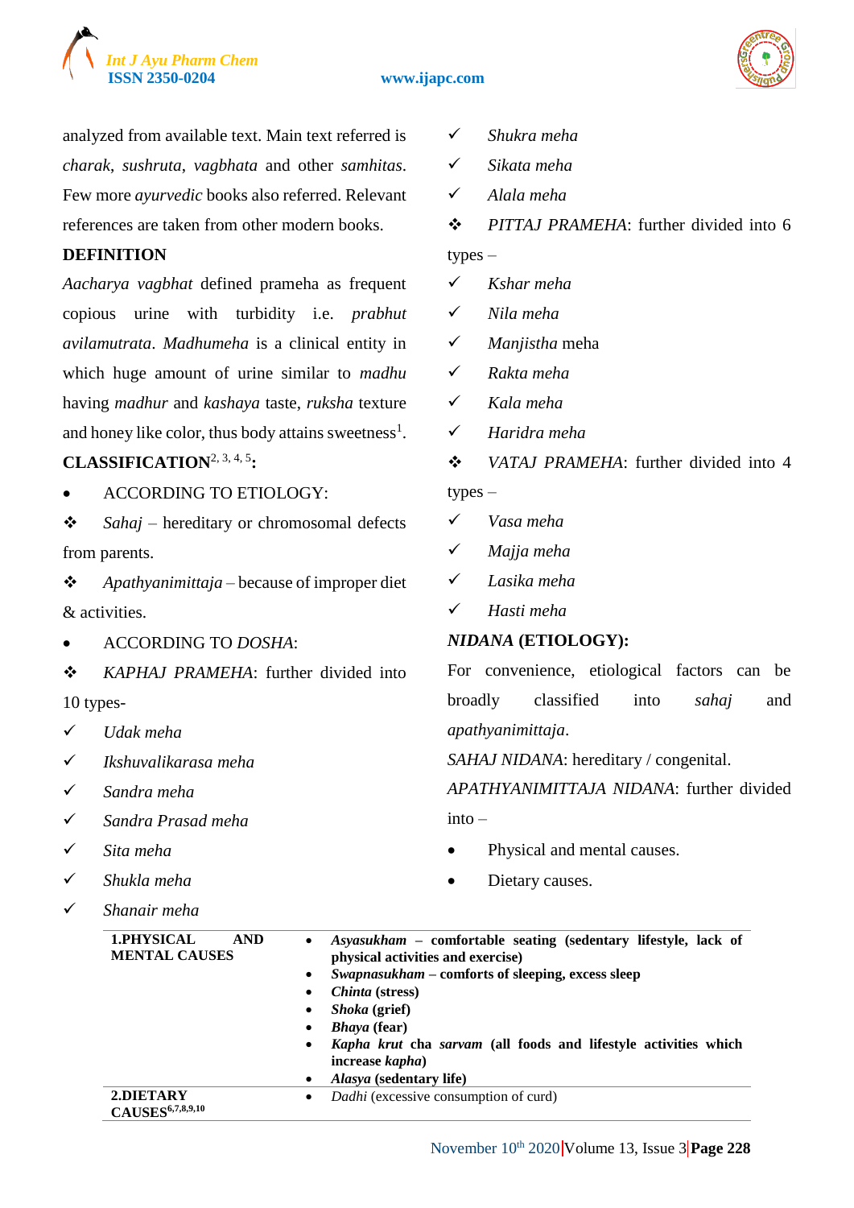analyzed from available text. Main text referred is *charak*, *sushruta*, *vagbhata* and other *samhitas*. Few more *ayurvedic* books also referred. Relevant references are taken from other modern books.

**DEFINITION**

*Aacharya vagbhat* defined prameha as frequent copious urine with turbidity i.e. *prabhut avilamutrata*. *Madhumeha* is a clinical entity in which huge amount of urine similar to *madhu* having *madhur* and *kashaya* taste, *ruksha* texture and honey like color, thus body attains sweetness[1].

**CLASSIFICATION[2, 3, 4, 5]:**

- ACCORDING TO ETIOLOGY:

❖ *Sahaj* – hereditary or chromosomal defects from parents.

❖ *Apathyanimittaja* – because of improper diet & activities.

- ACCORDING TO *DOSHA*:

❖ *KAPHAJ PRAMEHA*: further divided into 10 types-

✓ *Udak meha*
✓ *Ikshuvalikarasa meha*
✓ *Sandra meha*
✓ *Sandra Prasad meha*
✓ *Sita meha*
✓ *Shukla meha*
✓ *Shanair meha*
✓ *Shukra meha*
✓ *Sikata meha*
✓ *Alala meha*

❖ *PITTAJ PRAMEHA*: further divided into 6 types –

✓ *Kshar meha*
✓ *Nila meha*
✓ *Manjistha* meha
✓ *Rakta meha*
✓ *Kala meha*
✓ *Haridra meha*

❖ *VATAJ PRAMEHA*: further divided into 4 types –

✓ *Vasa meha*
✓ *Majja meha*
✓ *Lasika meha*
✓ *Hasti meha*

**_NIDANA_ (ETIOLOGY):**

For convenience, etiological factors can be broadly classified into *sahaj* and *apathyanimittaja*.

*SAHAJ NIDANA*: hereditary / congenital.

*APATHYANIMITTAJA NIDANA*: further divided into –

- Physical and mental causes.
- Dietary causes.

| | |
|---|---|
| **1.PHYSICAL AND MENTAL CAUSES** | • ***Asyasukham*** **– comfortable seating (sedentary lifestyle, lack of physical activities and exercise)**<br>• ***Swapnasukham*** **– comforts of sleeping, excess sleep**<br>• ***Chinta*** **(stress)**<br>• ***Shoka*** **(grief)**<br>• ***Bhaya*** **(fear)**<br>• ***Kapha krut*** **cha** ***sarvam*** **(all foods and lifestyle activities which increase** ***kapha*****)**<br>• ***Alasya*** **(sedentary life)** |
| **2.DIETARY CAUSES[6,7,8,9,10]** | • *Dadhi* (excessive consumption of curd) |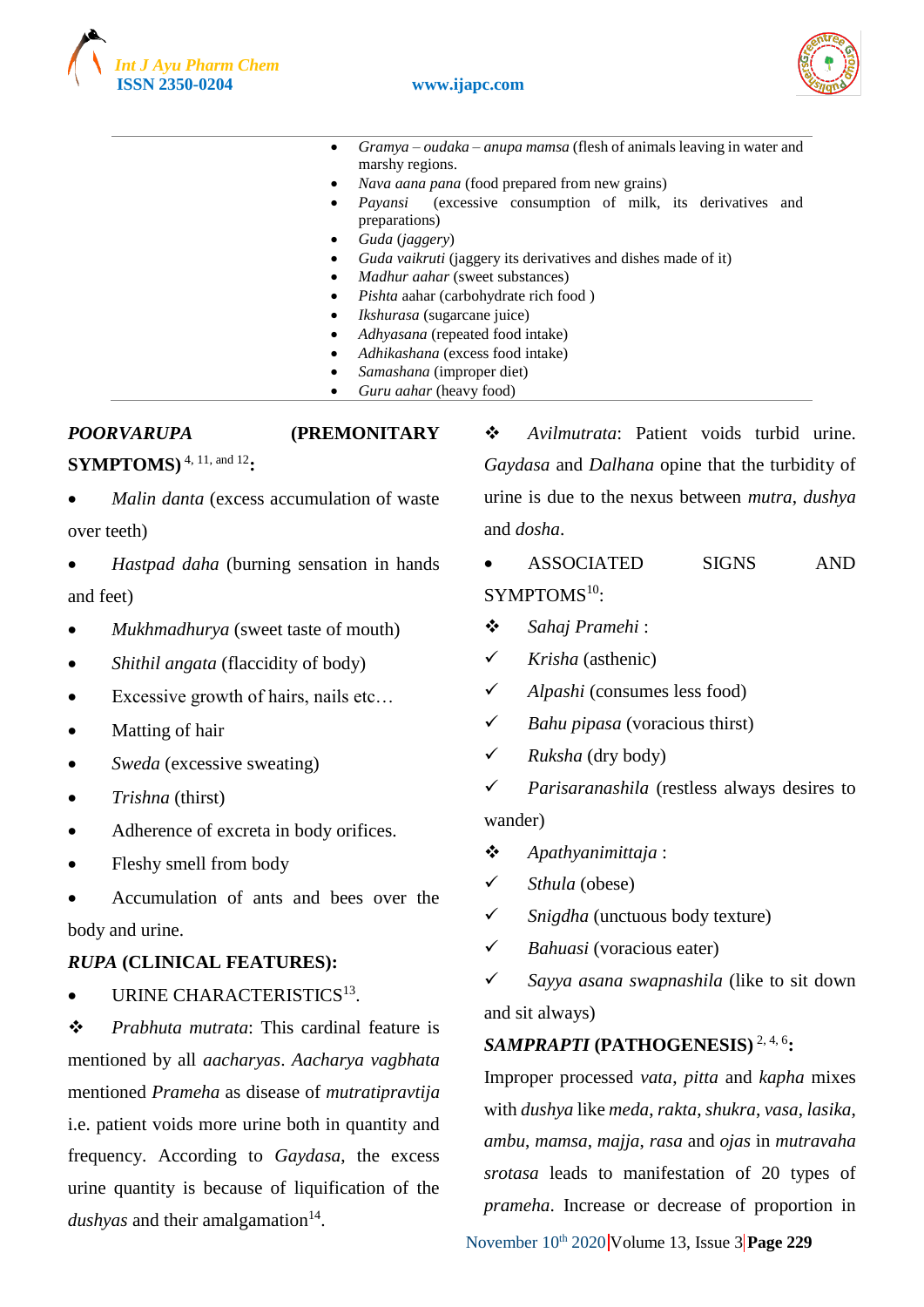- *Gramya – oudaka – anupa mamsa* (flesh of animals leaving in water and marshy regions.
- *Nava aana pana* (food prepared from new grains)
- *Payansi* (excessive consumption of milk, its derivatives and preparations)
- *Guda* (*jaggery*)
- *Guda vaikruti* (jaggery its derivatives and dishes made of it)
- *Madhur aahar* (sweet substances)
- *Pishta* aahar (carbohydrate rich food )
- *Ikshurasa* (sugarcane juice)
- *Adhyasana* (repeated food intake)
- *Adhikashana* (excess food intake)
- *Samashana* (improper diet)
- *Guru aahar* (heavy food)

**POORVARUPA (PREMONITARY SYMPTOMS)** [4, 11, and 12]**:**

- *Malin danta* (excess accumulation of waste over teeth)
- *Hastpad daha* (burning sensation in hands and feet)
- *Mukhmadhurya* (sweet taste of mouth)
- *Shithil angata* (flaccidity of body)
- Excessive growth of hairs, nails etc…
- Matting of hair
- *Sweda* (excessive sweating)
- *Trishna* (thirst)
- Adherence of excreta in body orifices.
- Fleshy smell from body
- Accumulation of ants and bees over the body and urine.

***RUPA* (CLINICAL FEATURES):**

- URINE CHARACTERISTICS[13].

❖ *Prabhuta mutrata*: This cardinal feature is mentioned by all *aacharyas*. *Aacharya vagbhata* mentioned *Prameha* as disease of *mutratipravtija* i.e. patient voids more urine both in quantity and frequency. According to *Gaydasa*, the excess urine quantity is because of liquification of the *dushyas* and their amalgamation[14].

❖ *Avilmutrata*: Patient voids turbid urine. *Gaydasa* and *Dalhana* opine that the turbidity of urine is due to the nexus between *mutra*, *dushya* and *dosha*.

- ASSOCIATED SIGNS AND SYMPTOMS[10]:

❖ *Sahaj Pramehi* :

✓ *Krisha* (asthenic)

✓ *Alpashi* (consumes less food)

✓ *Bahu pipasa* (voracious thirst)

✓ *Ruksha* (dry body)

✓ *Parisaranashila* (restless always desires to wander)

❖ *Apathyanimittaja* :

✓ *Sthula* (obese)

✓ *Snigdha* (unctuous body texture)

✓ *Bahuasi* (voracious eater)

✓ *Sayya asana swapnashila* (like to sit down and sit always)

***SAMPRAPTI* (PATHOGENESIS)** [2, 4, 6]**:**

Improper processed *vata*, *pitta* and *kapha* mixes with *dushya* like *meda*, *rakta*, *shukra*, *vasa*, *lasika*, *ambu*, *mamsa*, *majja*, *rasa* and *ojas* in *mutravaha srotasa* leads to manifestation of 20 types of *prameha*. Increase or decrease of proportion in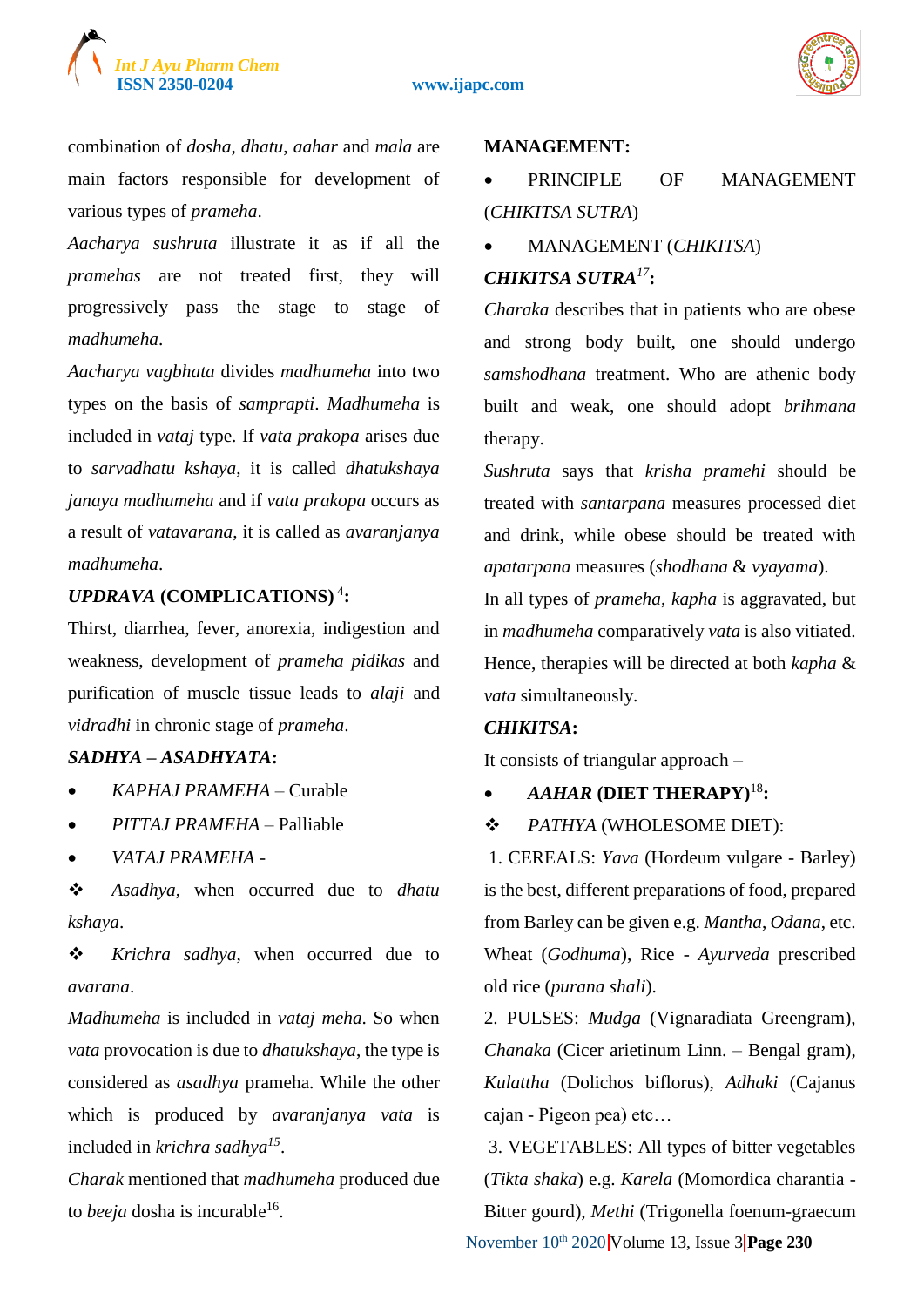combination of *dosha*, *dhatu*, *aahar* and *mala* are main factors responsible for development of various types of *prameha*.

*Aacharya sushruta* illustrate it as if all the *pramehas* are not treated first, they will progressively pass the stage to stage of *madhumeha*.

*Aacharya vagbhata* divides *madhumeha* into two types on the basis of *samprapti*. *Madhumeha* is included in *vataj* type. If *vata prakopa* arises due to *sarvadhatu kshaya*, it is called *dhatukshaya janaya madhumeha* and if *vata prakopa* occurs as a result of *vatavarana*, it is called as *avaranjanya madhumeha*.

### *UPDRAVA* (COMPLICATIONS)[4]:

Thirst, diarrhea, fever, anorexia, indigestion and weakness, development of *prameha pidikas* and purification of muscle tissue leads to *alaji* and *vidradhi* in chronic stage of *prameha*.

### *SADHYA – ASADHYATA*:

- *KAPHAJ PRAMEHA* – Curable
- *PITTAJ PRAMEHA* – Palliable
- *VATAJ PRAMEHA* -

❖ *Asadhya*, when occurred due to *dhatu kshaya*.

❖ *Krichra sadhya*, when occurred due to *avarana*.

*Madhumeha* is included in *vataj meha*. So when *vata* provocation is due to *dhatukshaya*, the type is considered as *asadhya* prameha. While the other which is produced by *avaranjanya vata* is included in *krichra sadhya*[15].

*Charak* mentioned that *madhumeha* produced due to *beeja* dosha is incurable[16].

## MANAGEMENT:

- PRINCIPLE OF MANAGEMENT (*CHIKITSA SUTRA*)
- MANAGEMENT (*CHIKITSA*)

### *CHIKITSA SUTRA*[17]:

*Charaka* describes that in patients who are obese and strong body built, one should undergo *samshodhana* treatment. Who are athenic body built and weak, one should adopt *brihmana* therapy.

*Sushruta* says that *krisha pramehi* should be treated with *santarpana* measures processed diet and drink, while obese should be treated with *apatarpana* measures (*shodhana* & *vyayama*).

In all types of *prameha*, *kapha* is aggravated, but in *madhumeha* comparatively *vata* is also vitiated. Hence, therapies will be directed at both *kapha* & *vata* simultaneously.

### *CHIKITSA*:

It consists of triangular approach –

- ***AAHAR* (DIET THERAPY)[18]:**

❖ *PATHYA* (WHOLESOME DIET):

1. CEREALS: *Yava* (Hordeum vulgare - Barley) is the best, different preparations of food, prepared from Barley can be given e.g. *Mantha*, *Odana*, etc. Wheat (*Godhuma*), Rice - *Ayurveda* prescribed old rice (*purana shali*).

2. PULSES: *Mudga* (Vignaradiata Greengram), *Chanaka* (Cicer arietinum Linn. – Bengal gram), *Kulattha* (Dolichos biflorus), *Adhaki* (Cajanus cajan - Pigeon pea) etc…

3. VEGETABLES: All types of bitter vegetables (*Tikta shaka*) e.g. *Karela* (Momordica charantia - Bitter gourd), *Methi* (Trigonella foenum-graecum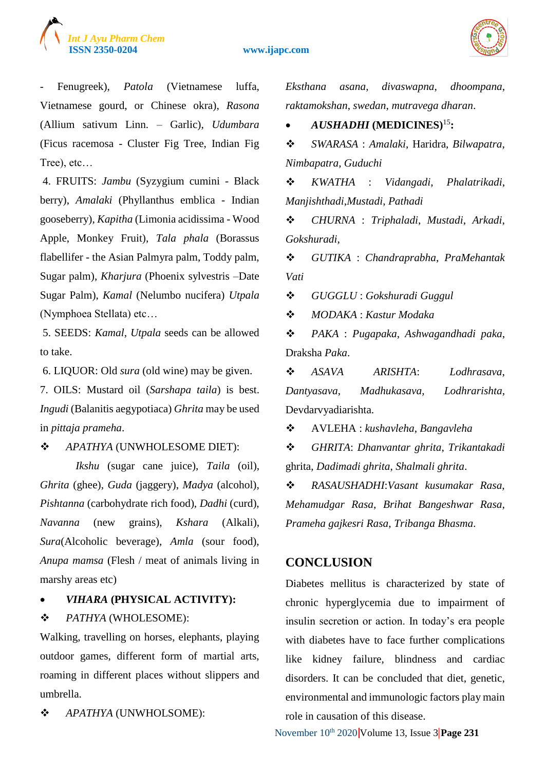- Fenugreek), *Patola* (Vietnamese luffa, Vietnamese gourd, or Chinese okra), *Rasona* (Allium sativum Linn. – Garlic), *Udumbara* (Ficus racemosa - Cluster Fig Tree, Indian Fig Tree), etc…

4. FRUITS: *Jambu* (Syzygium cumini - Black berry), *Amalaki* (Phyllanthus emblica - Indian gooseberry), *Kapitha* (Limonia acidissima - Wood Apple, Monkey Fruit), *Tala phala* (Borassus flabellifer - the Asian Palmyra palm, Toddy palm, Sugar palm), *Kharjura* (Phoenix sylvestris –Date Sugar Palm), *Kamal* (Nelumbo nucifera) *Utpala* (Nymphoea Stellata) etc…

5. SEEDS: *Kamal*, *Utpala* seeds can be allowed to take.

6. LIQUOR: Old *sura* (old wine) may be given.

7. OILS: Mustard oil (*Sarshapa taila*) is best. *Ingudi* (Balanitis aegypotiaca) *Ghrita* may be used in *pittaja prameha*.

❖ *APATHYA* (UNWHOLESOME DIET):

*Ikshu* (sugar cane juice), *Taila* (oil), *Ghrita* (ghee), *Guda* (jaggery), *Madya* (alcohol), *Pishtanna* (carbohydrate rich food), *Dadhi* (curd), *Navanna* (new grains), *Kshara* (Alkali), *Sura*(Alcoholic beverage), *Amla* (sour food), *Anupa mamsa* (Flesh / meat of animals living in marshy areas etc)

- ***VIHARA* (PHYSICAL ACTIVITY):**

❖ *PATHYA* (WHOLESOME):

Walking, travelling on horses, elephants, playing outdoor games, different form of martial arts, roaming in different places without slippers and umbrella.

❖ *APATHYA* (UNWHOLSOME):

*Eksthana asana*, *divaswapna*, *dhoompana*, *raktamokshan*, *swedan*, *mutravega dharan*.

- ***AUSHADHI* (MEDICINES)[15]:**

❖ *SWARASA* : *Amalaki*, Haridra, *Bilwapatra*, *Nimbapatra*, *Guduchi*

❖ *KWATHA* : *Vidangadi*, *Phalatrikadi*, *Manjishthadi*,*Mustadi*, *Pathadi*

❖ *CHURNA* : *Triphaladi*, *Mustadi*, *Arkadi*, *Gokshuradi*,

❖ *GUTIKA* : *Chandraprabha*, *PraMehantak Vati*

❖ *GUGGLU* : *Gokshuradi Guggul*

❖ *MODAKA* : *Kastur Modaka*

❖ *PAKA* : *Pugapaka*, *Ashwagandhadi paka*, Draksha *Paka*.

❖ *ASAVA ARISHTA*: *Lodhrasava*, *Dantyasava*, *Madhukasava*, *Lodhrarishta*, Devdarvyadiarishta.

❖ AVLEHA : *kushavleha*, *Bangavleha*

❖ *GHRITA*: *Dhanvantar ghrita*, *Trikantakadi* ghrita, *Dadimadi ghrita*, *Shalmali ghrita*.

❖ *RASAUSHADHI*:*Vasant kusumakar Rasa*, *Mehamudgar Rasa*, *Brihat Bangeshwar Rasa*, *Prameha gajkesri Rasa*, *Tribanga Bhasma*.

## CONCLUSION

Diabetes mellitus is characterized by state of chronic hyperglycemia due to impairment of insulin secretion or action. In today's era people with diabetes have to face further complications like kidney failure, blindness and cardiac disorders. It can be concluded that diet, genetic, environmental and immunologic factors play main role in causation of this disease.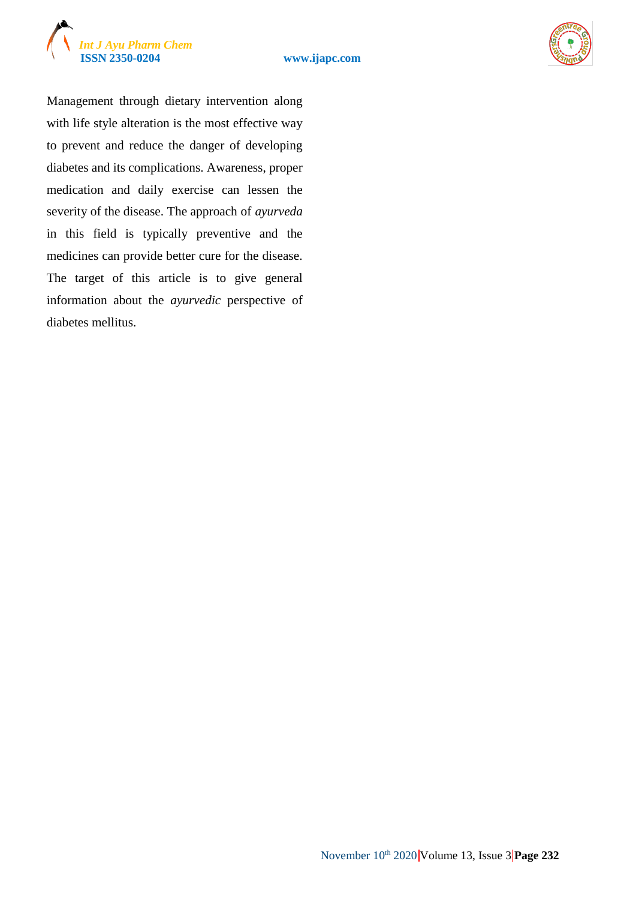Management through dietary intervention along with life style alteration is the most effective way to prevent and reduce the danger of developing diabetes and its complications. Awareness, proper medication and daily exercise can lessen the severity of the disease. The approach of *ayurveda* in this field is typically preventive and the medicines can provide better cure for the disease. The target of this article is to give general information about the *ayurvedic* perspective of diabetes mellitus.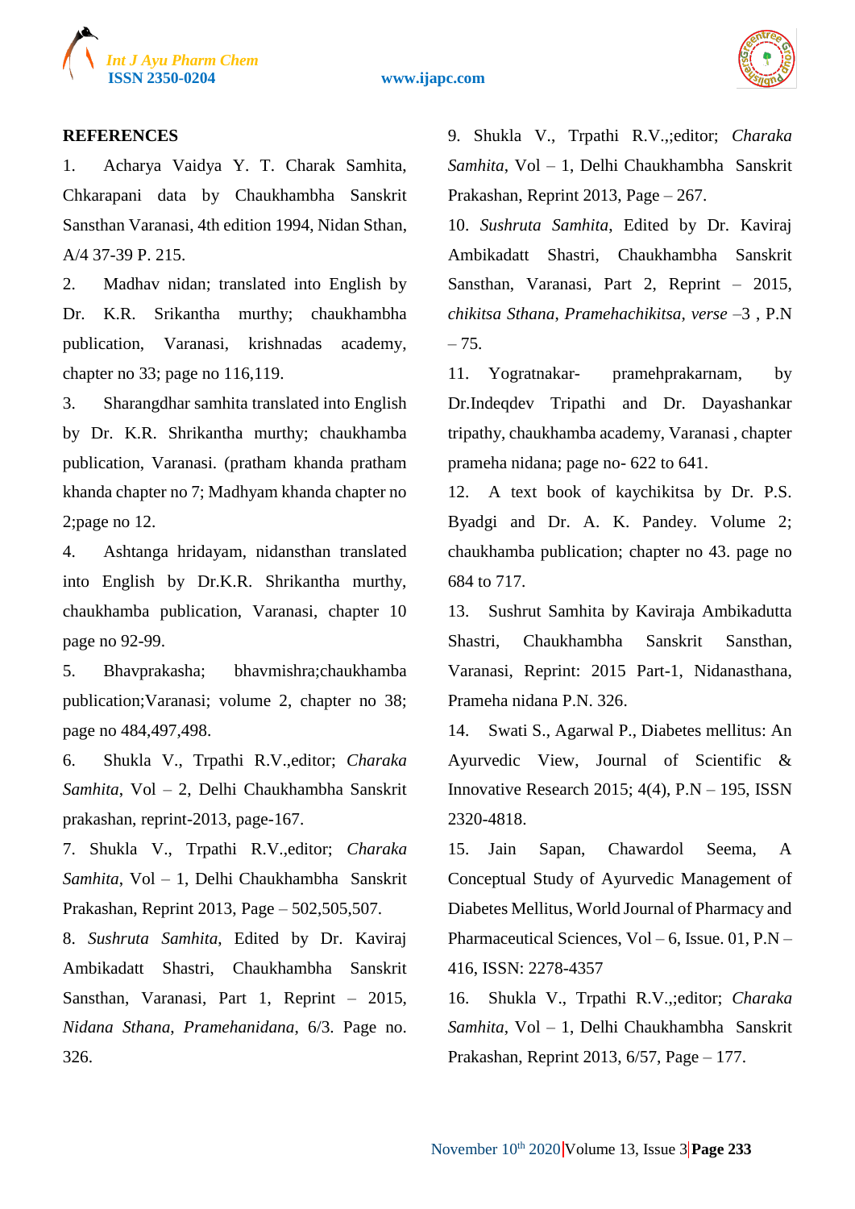## REFERENCES

1. Acharya Vaidya Y. T. Charak Samhita, Chkarapani data by Chaukhambha Sanskrit Sansthan Varanasi, 4th edition 1994, Nidan Sthan, A/4 37-39 P. 215.
2. Madhav nidan; translated into English by Dr. K.R. Srikantha murthy; chaukhambha publication, Varanasi, krishnadas academy, chapter no 33; page no 116,119.
3. Sharangdhar samhita translated into English by Dr. K.R. Shrikantha murthy; chaukhamba publication, Varanasi. (pratham khanda pratham khanda chapter no 7; Madhyam khanda chapter no 2;page no 12.
4. Ashtanga hridayam, nidansthan translated into English by Dr.K.R. Shrikantha murthy, chaukhamba publication, Varanasi, chapter 10 page no 92-99.
5. Bhavprakasha; bhavmishra;chaukhamba publication;Varanasi; volume 2, chapter no 38; page no 484,497,498.
6. Shukla V., Trpathi R.V.,editor; *Charaka Samhita*, Vol – 2, Delhi Chaukhambha Sanskrit prakashan, reprint-2013, page-167.
7. Shukla V., Trpathi R.V.,editor; *Charaka Samhita*, Vol – 1, Delhi Chaukhambha Sanskrit Prakashan, Reprint 2013, Page – 502,505,507.
8. *Sushruta Samhita*, Edited by Dr. Kaviraj Ambikadatt Shastri, Chaukhambha Sanskrit Sansthan, Varanasi, Part 1, Reprint – 2015, *Nidana Sthana*, *Pramehanidana*, 6/3. Page no. 326.
9. Shukla V., Trpathi R.V.,;editor; *Charaka Samhita*, Vol – 1, Delhi Chaukhambha Sanskrit Prakashan, Reprint 2013, Page – 267.
10. *Sushruta Samhita*, Edited by Dr. Kaviraj Ambikadatt Shastri, Chaukhambha Sanskrit Sansthan, Varanasi, Part 2, Reprint – 2015, *chikitsa Sthana*, *Pramehachikitsa, verse* –3 , P.N – 75.
11. Yogratnakar- pramehprakarnam, by Dr.Indeqdev Tripathi and Dr. Dayashankar tripathy, chaukhamba academy, Varanasi , chapter prameha nidana; page no- 622 to 641.
12. A text book of kaychikitsa by Dr. P.S. Byadgi and Dr. A. K. Pandey. Volume 2; chaukhamba publication; chapter no 43. page no 684 to 717.
13. Sushrut Samhita by Kaviraja Ambikadutta Shastri, Chaukhambha Sanskrit Sansthan, Varanasi, Reprint: 2015 Part-1, Nidanasthana, Prameha nidana P.N. 326.
14. Swati S., Agarwal P., Diabetes mellitus: An Ayurvedic View, Journal of Scientific & Innovative Research 2015; 4(4), P.N – 195, ISSN 2320-4818.
15. Jain Sapan, Chawardol Seema, A Conceptual Study of Ayurvedic Management of Diabetes Mellitus, World Journal of Pharmacy and Pharmaceutical Sciences, Vol – 6, Issue. 01, P.N – 416, ISSN: 2278-4357
16. Shukla V., Trpathi R.V.,;editor; *Charaka Samhita*, Vol – 1, Delhi Chaukhambha Sanskrit Prakashan, Reprint 2013, 6/57, Page – 177.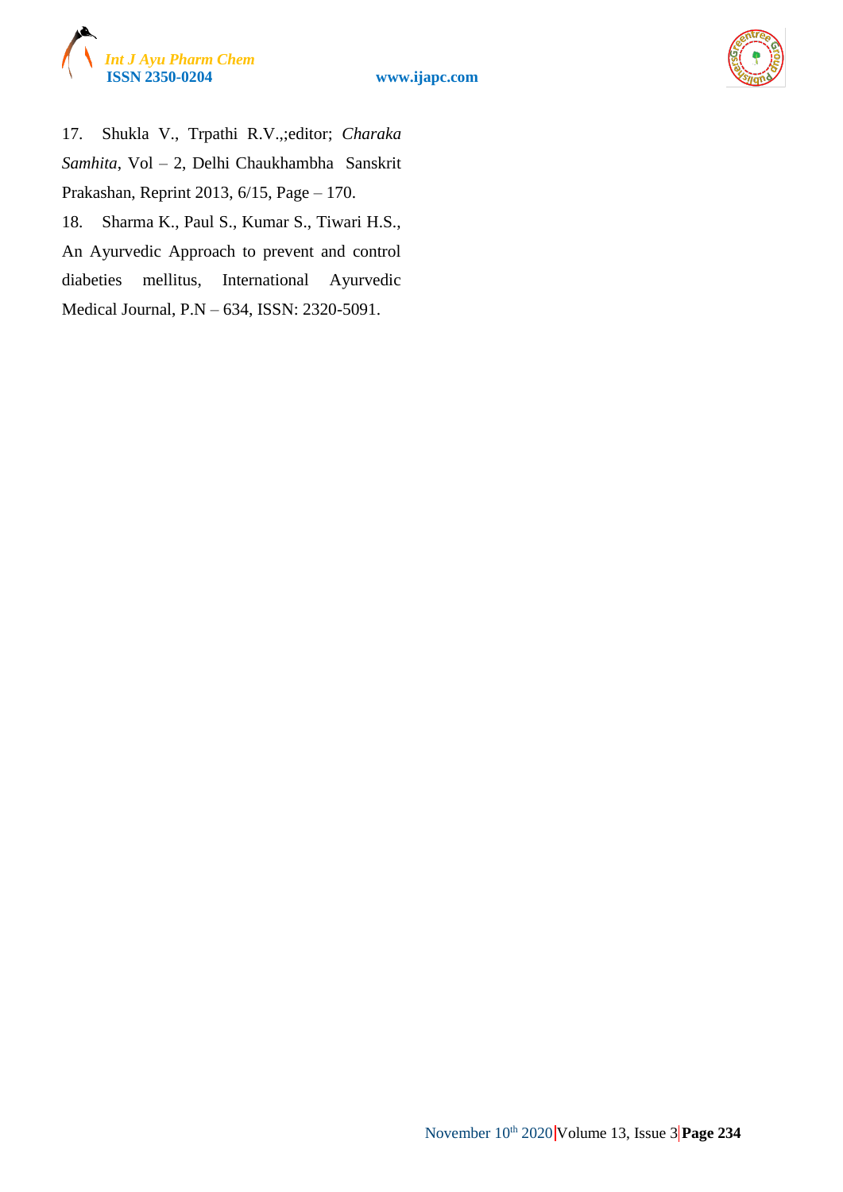17. Shukla V., Trpathi R.V.,;editor; *Charaka Samhita*, Vol – 2, Delhi Chaukhambha Sanskrit Prakashan, Reprint 2013, 6/15, Page – 170.

18. Sharma K., Paul S., Kumar S., Tiwari H.S., An Ayurvedic Approach to prevent and control diabeties mellitus, International Ayurvedic Medical Journal, P.N – 634, ISSN: 2320-5091.